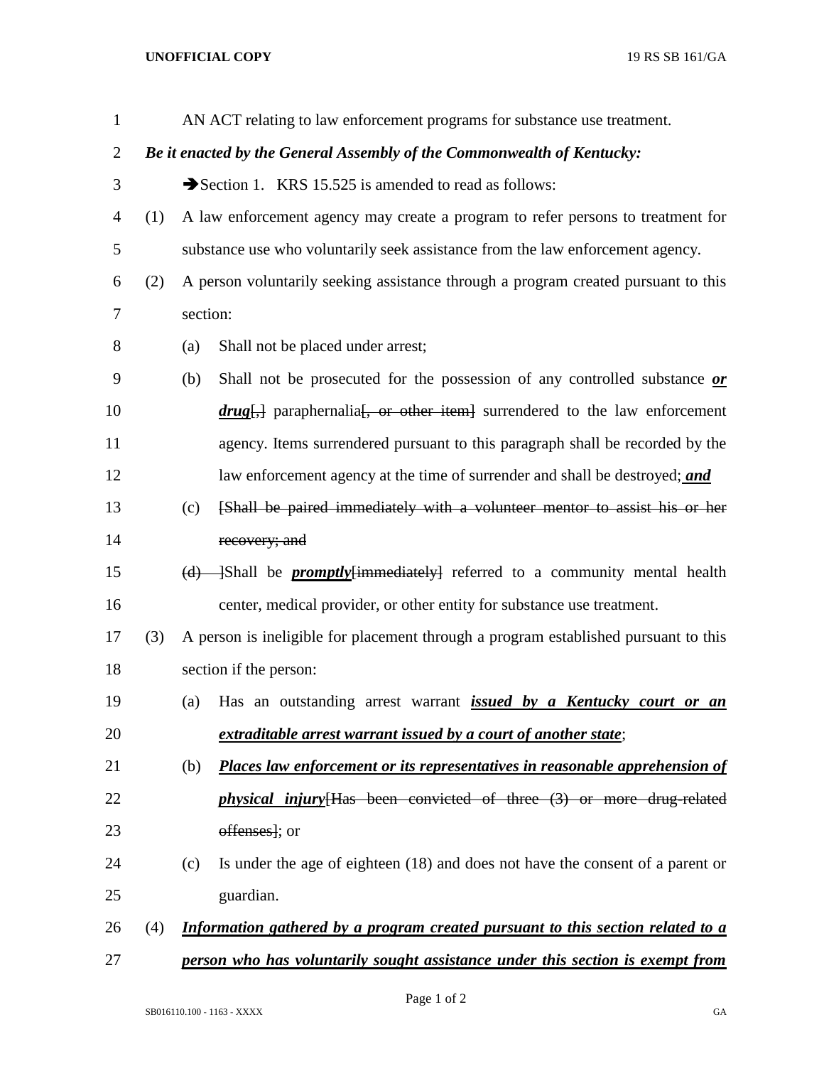AN ACT relating to law enforcement programs for substance use treatment.

***Be it enacted by the General Assembly of the Commonwealth of Kentucky:***

➔Section 1. KRS 15.525 is amended to read as follows:

(1) A law enforcement agency may create a program to refer persons to treatment for substance use who voluntarily seek assistance from the law enforcement agency.

(2) A person voluntarily seeking assistance through a program created pursuant to this section:

(a) Shall not be placed under arrest;

(b) Shall not be prosecuted for the possession of any controlled substance ***or drug***[~~,~~] paraphernalia[~~, or other item~~] surrendered to the law enforcement agency. Items surrendered pursuant to this paragraph shall be recorded by the law enforcement agency at the time of surrender and shall be destroyed; ***and***

(c) [~~Shall be paired immediately with a volunteer mentor to assist his or her recovery; and~~

~~(d)~~ ]Shall be ***promptly***[~~immediately~~] referred to a community mental health center, medical provider, or other entity for substance use treatment.

(3) A person is ineligible for placement through a program established pursuant to this section if the person:

(a) Has an outstanding arrest warrant ***issued by a Kentucky court or an extraditable arrest warrant issued by a court of another state***;

(b) ***Places law enforcement or its representatives in reasonable apprehension of physical injury***[~~Has been convicted of three (3) or more drug-related offenses~~]; or

(c) Is under the age of eighteen (18) and does not have the consent of a parent or guardian.

(4) ***Information gathered by a program created pursuant to this section related to a person who has voluntarily sought assistance under this section is exempt from***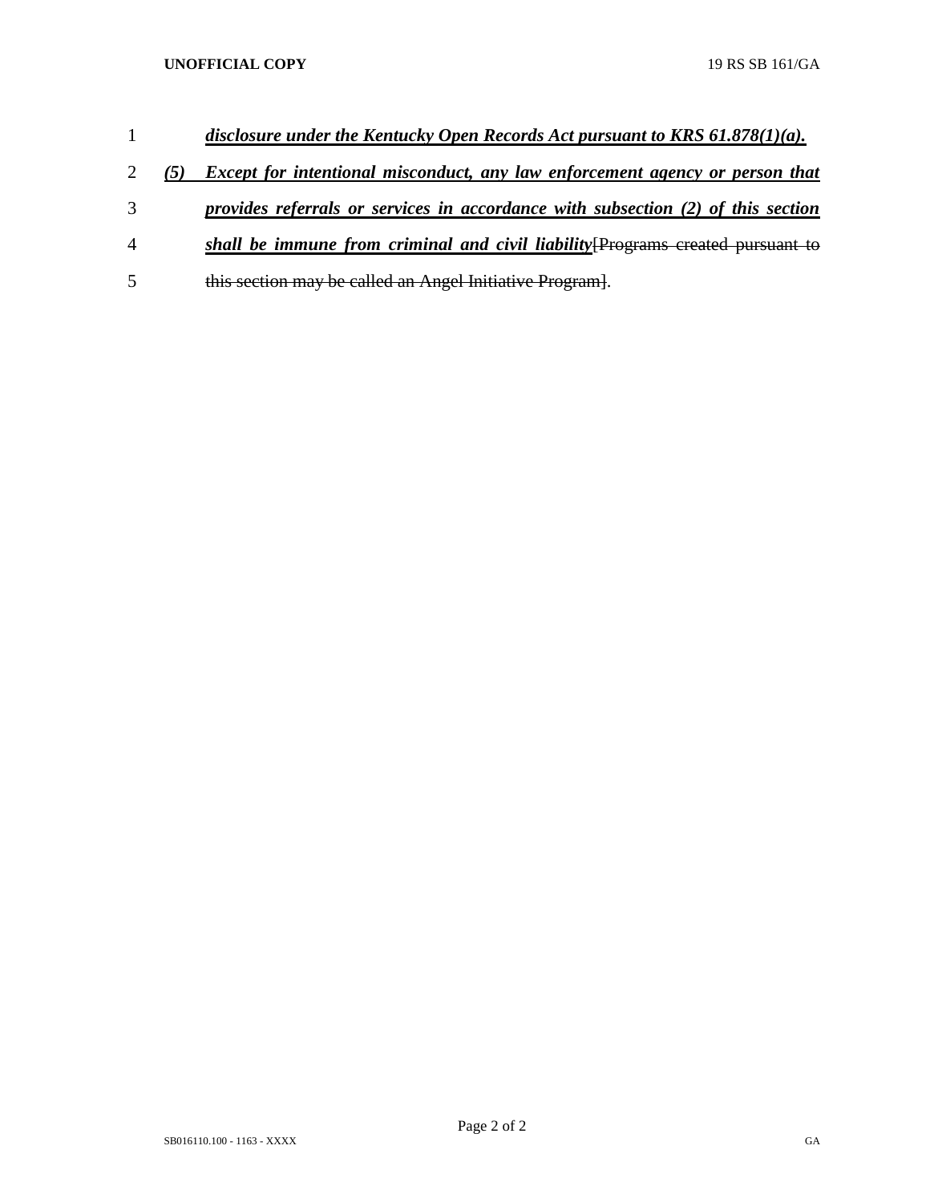***disclosure under the Kentucky Open Records Act pursuant to KRS 61.878(1)(a).***

***(5) Except for intentional misconduct, any law enforcement agency or person that provides referrals or services in accordance with subsection (2) of this section shall be immune from criminal and civil liability***[~~Programs created pursuant to this section may be called an Angel Initiative Program~~].